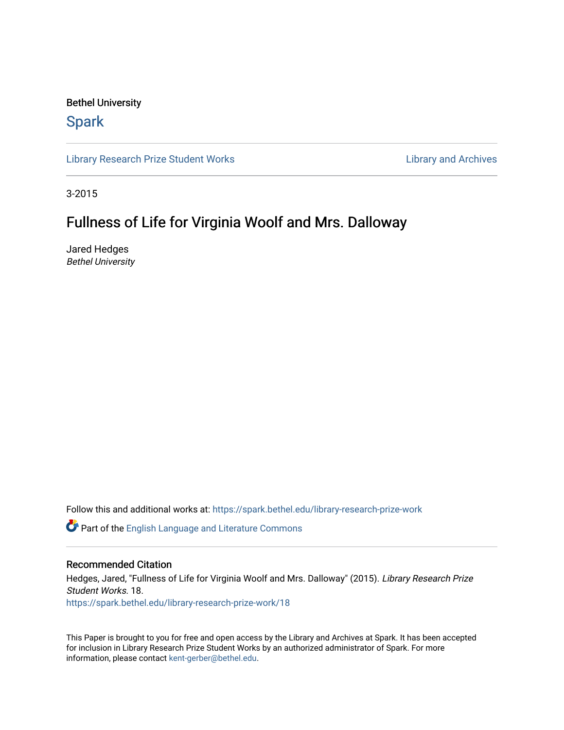Bethel University

Spark

Library Research Prize Student Works | Library and Archives

3-2015

# Fullness of Life for Virginia Woolf and Mrs. Dalloway

Jared Hedges
*Bethel University*

Follow this and additional works at: https://spark.bethel.edu/library-research-prize-work

Part of the English Language and Literature Commons

## Recommended Citation

Hedges, Jared, "Fullness of Life for Virginia Woolf and Mrs. Dalloway" (2015). *Library Research Prize Student Works.* 18.
https://spark.bethel.edu/library-research-prize-work/18

This Paper is brought to you for free and open access by the Library and Archives at Spark. It has been accepted for inclusion in Library Research Prize Student Works by an authorized administrator of Spark. For more information, please contact kent-gerber@bethel.edu.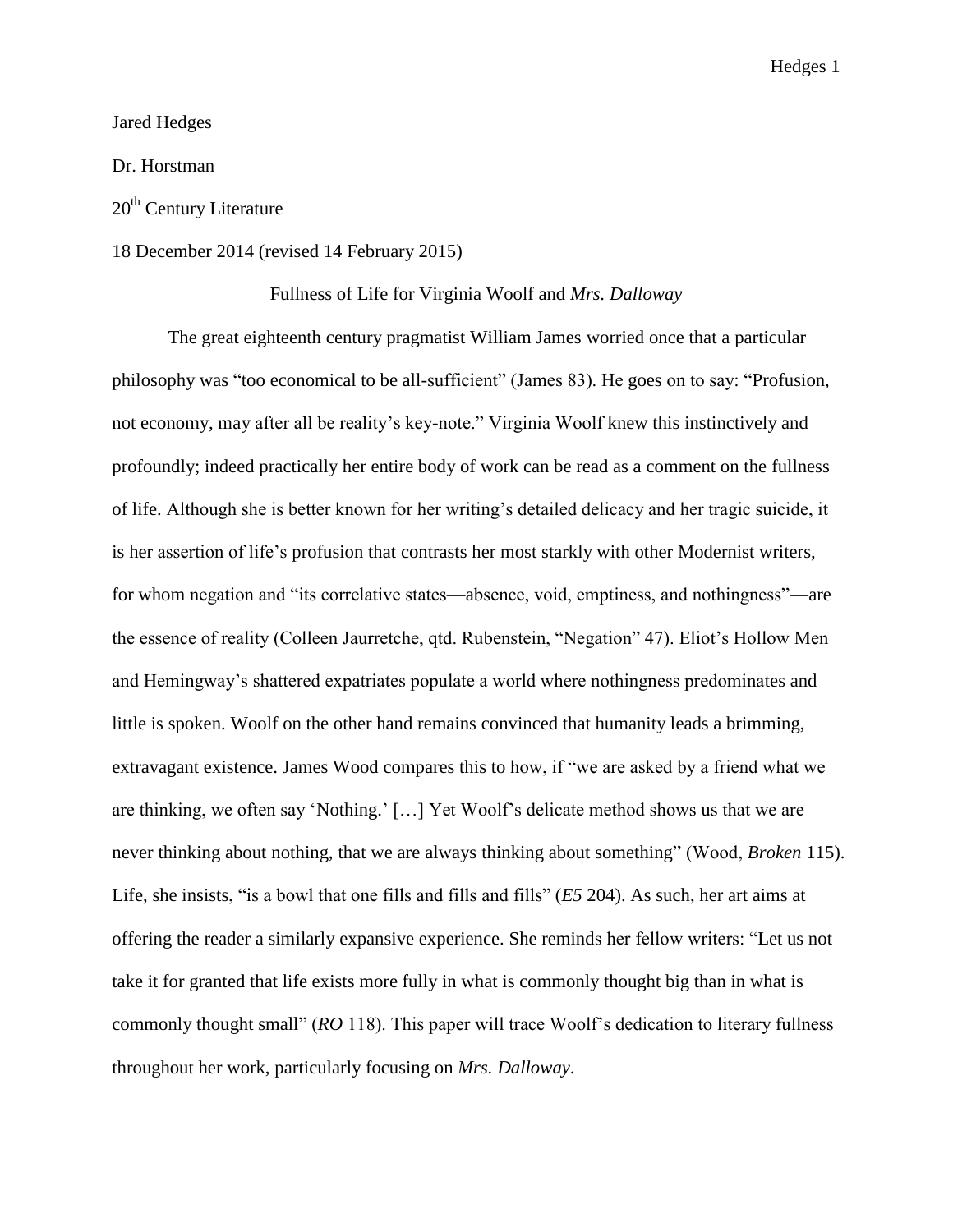Jared Hedges

Dr. Horstman

20th Century Literature

18 December 2014 (revised 14 February 2015)

# Fullness of Life for Virginia Woolf and *Mrs. Dalloway*

The great eighteenth century pragmatist William James worried once that a particular philosophy was "too economical to be all-sufficient" (James 83). He goes on to say: "Profusion, not economy, may after all be reality's key-note." Virginia Woolf knew this instinctively and profoundly; indeed practically her entire body of work can be read as a comment on the fullness of life. Although she is better known for her writing's detailed delicacy and her tragic suicide, it is her assertion of life's profusion that contrasts her most starkly with other Modernist writers, for whom negation and "its correlative states—absence, void, emptiness, and nothingness"—are the essence of reality (Colleen Jaurretche, qtd. Rubenstein, "Negation" 47). Eliot's Hollow Men and Hemingway's shattered expatriates populate a world where nothingness predominates and little is spoken. Woolf on the other hand remains convinced that humanity leads a brimming, extravagant existence. James Wood compares this to how, if "we are asked by a friend what we are thinking, we often say 'Nothing.' […] Yet Woolf's delicate method shows us that we are never thinking about nothing, that we are always thinking about something" (Wood, *Broken* 115). Life, she insists, "is a bowl that one fills and fills and fills" (*E5* 204). As such, her art aims at offering the reader a similarly expansive experience. She reminds her fellow writers: "Let us not take it for granted that life exists more fully in what is commonly thought big than in what is commonly thought small" (*RO* 118). This paper will trace Woolf's dedication to literary fullness throughout her work, particularly focusing on *Mrs. Dalloway*.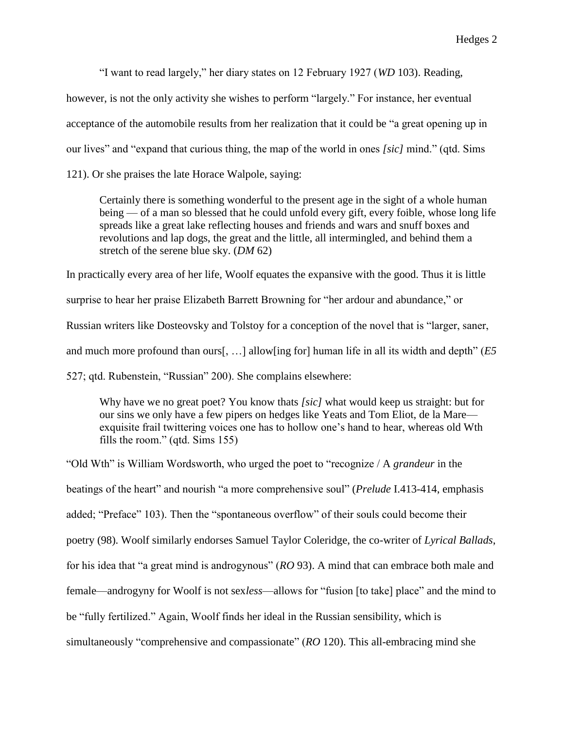"I want to read largely," her diary states on 12 February 1927 (*WD* 103). Reading, however, is not the only activity she wishes to perform "largely." For instance, her eventual acceptance of the automobile results from her realization that it could be "a great opening up in our lives" and "expand that curious thing, the map of the world in ones *[sic]* mind." (qtd. Sims 121). Or she praises the late Horace Walpole, saying:

> Certainly there is something wonderful to the present age in the sight of a whole human being — of a man so blessed that he could unfold every gift, every foible, whose long life spreads like a great lake reflecting houses and friends and wars and snuff boxes and revolutions and lap dogs, the great and the little, all intermingled, and behind them a stretch of the serene blue sky. (*DM* 62)

In practically every area of her life, Woolf equates the expansive with the good. Thus it is little surprise to hear her praise Elizabeth Barrett Browning for "her ardour and abundance," or Russian writers like Dosteovsky and Tolstoy for a conception of the novel that is "larger, saner, and much more profound than ours[, …] allow[ing for] human life in all its width and depth" (*E5* 527; qtd. Rubenstein, "Russian" 200). She complains elsewhere:

> Why have we no great poet? You know thats *[sic]* what would keep us straight: but for our sins we only have a few pipers on hedges like Yeats and Tom Eliot, de la Mare—exquisite frail twittering voices one has to hollow one's hand to hear, whereas old Wth fills the room." (qtd. Sims 155)

"Old Wth" is William Wordsworth, who urged the poet to "recognize / A *grandeur* in the beatings of the heart" and nourish "a more comprehensive soul" (*Prelude* I.413-414, emphasis added; "Preface" 103). Then the "spontaneous overflow" of their souls could become their poetry (98). Woolf similarly endorses Samuel Taylor Coleridge, the co-writer of *Lyrical Ballads*, for his idea that "a great mind is androgynous" (*RO* 93). A mind that can embrace both male and female—androgyny for Woolf is not sex*less*—allows for "fusion [to take] place" and the mind to be "fully fertilized." Again, Woolf finds her ideal in the Russian sensibility, which is simultaneously "comprehensive and compassionate" (*RO* 120). This all-embracing mind she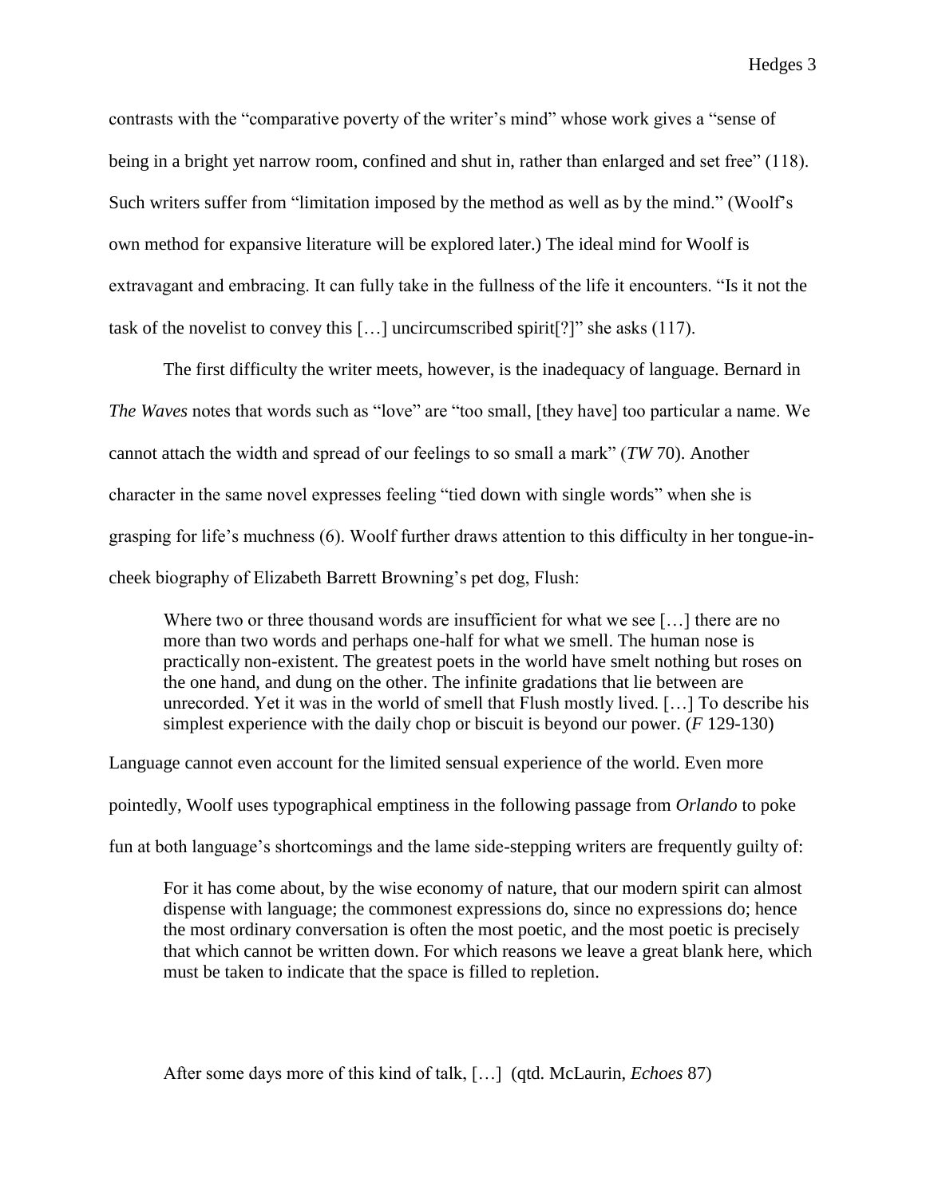contrasts with the "comparative poverty of the writer's mind" whose work gives a "sense of being in a bright yet narrow room, confined and shut in, rather than enlarged and set free" (118). Such writers suffer from "limitation imposed by the method as well as by the mind." (Woolf's own method for expansive literature will be explored later.) The ideal mind for Woolf is extravagant and embracing. It can fully take in the fullness of the life it encounters. "Is it not the task of the novelist to convey this […] uncircumscribed spirit[?]" she asks (117).

The first difficulty the writer meets, however, is the inadequacy of language. Bernard in *The Waves* notes that words such as "love" are "too small, [they have] too particular a name. We cannot attach the width and spread of our feelings to so small a mark" (*TW* 70). Another character in the same novel expresses feeling "tied down with single words" when she is grasping for life's muchness (6). Woolf further draws attention to this difficulty in her tongue-in-cheek biography of Elizabeth Barrett Browning's pet dog, Flush:

> Where two or three thousand words are insufficient for what we see […] there are no more than two words and perhaps one-half for what we smell. The human nose is practically non-existent. The greatest poets in the world have smelt nothing but roses on the one hand, and dung on the other. The infinite gradations that lie between are unrecorded. Yet it was in the world of smell that Flush mostly lived. […] To describe his simplest experience with the daily chop or biscuit is beyond our power. (*F* 129-130)

Language cannot even account for the limited sensual experience of the world. Even more pointedly, Woolf uses typographical emptiness in the following passage from *Orlando* to poke fun at both language's shortcomings and the lame side-stepping writers are frequently guilty of:

> For it has come about, by the wise economy of nature, that our modern spirit can almost dispense with language; the commonest expressions do, since no expressions do; hence the most ordinary conversation is often the most poetic, and the most poetic is precisely that which cannot be written down. For which reasons we leave a great blank here, which must be taken to indicate that the space is filled to repletion.
>
> After some days more of this kind of talk, […] (qtd. McLaurin, *Echoes* 87)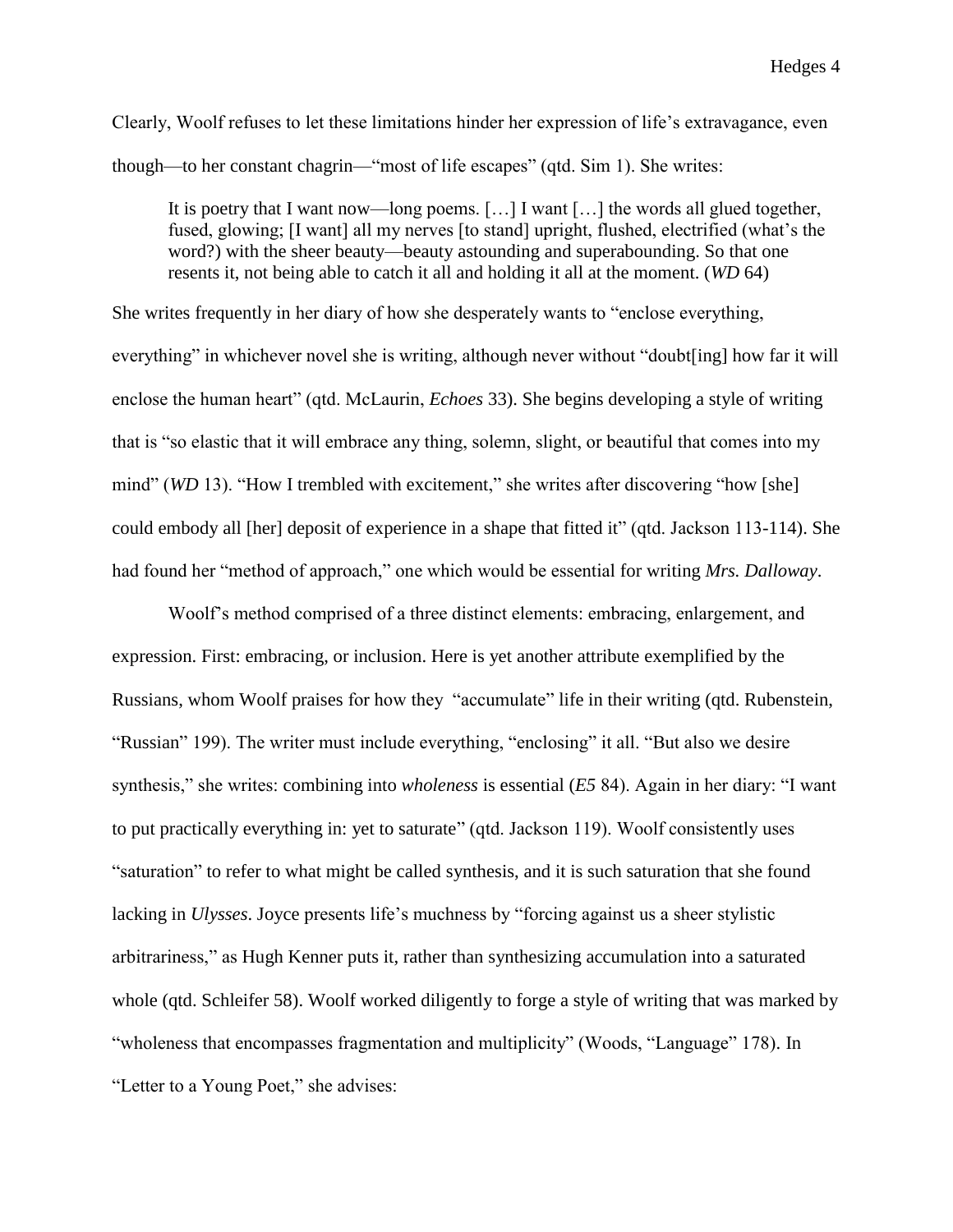Clearly, Woolf refuses to let these limitations hinder her expression of life's extravagance, even though—to her constant chagrin—"most of life escapes" (qtd. Sim 1). She writes:

> It is poetry that I want now—long poems. […] I want […] the words all glued together, fused, glowing; [I want] all my nerves [to stand] upright, flushed, electrified (what's the word?) with the sheer beauty—beauty astounding and superabounding. So that one resents it, not being able to catch it all and holding it all at the moment. (*WD* 64)

She writes frequently in her diary of how she desperately wants to "enclose everything, everything" in whichever novel she is writing, although never without "doubt[ing] how far it will enclose the human heart" (qtd. McLaurin, *Echoes* 33). She begins developing a style of writing that is "so elastic that it will embrace any thing, solemn, slight, or beautiful that comes into my mind" (*WD* 13). "How I trembled with excitement," she writes after discovering "how [she] could embody all [her] deposit of experience in a shape that fitted it" (qtd. Jackson 113-114). She had found her "method of approach," one which would be essential for writing *Mrs. Dalloway*.

Woolf's method comprised of a three distinct elements: embracing, enlargement, and expression. First: embracing, or inclusion. Here is yet another attribute exemplified by the Russians, whom Woolf praises for how they "accumulate" life in their writing (qtd. Rubenstein, "Russian" 199). The writer must include everything, "enclosing" it all. "But also we desire synthesis," she writes: combining into *wholeness* is essential (*E5* 84). Again in her diary: "I want to put practically everything in: yet to saturate" (qtd. Jackson 119). Woolf consistently uses "saturation" to refer to what might be called synthesis, and it is such saturation that she found lacking in *Ulysses*. Joyce presents life's muchness by "forcing against us a sheer stylistic arbitrariness," as Hugh Kenner puts it, rather than synthesizing accumulation into a saturated whole (qtd. Schleifer 58). Woolf worked diligently to forge a style of writing that was marked by "wholeness that encompasses fragmentation and multiplicity" (Woods, "Language" 178). In "Letter to a Young Poet," she advises: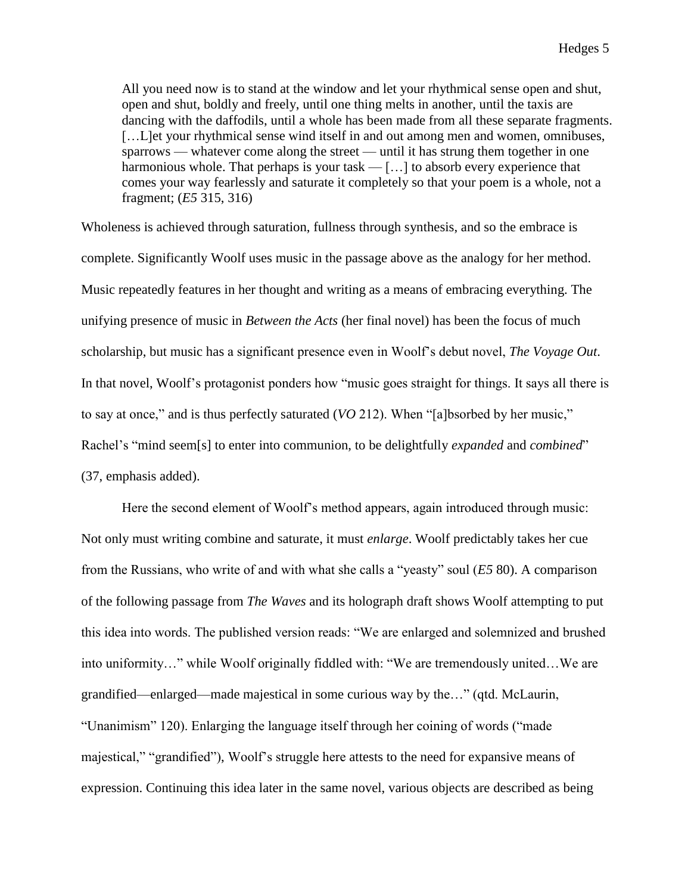> All you need now is to stand at the window and let your rhythmical sense open and shut, open and shut, boldly and freely, until one thing melts in another, until the taxis are dancing with the daffodils, until a whole has been made from all these separate fragments. […L]et your rhythmical sense wind itself in and out among men and women, omnibuses, sparrows — whatever come along the street — until it has strung them together in one harmonious whole. That perhaps is your task — […] to absorb every experience that comes your way fearlessly and saturate it completely so that your poem is a whole, not a fragment; (*E5* 315, 316)

Wholeness is achieved through saturation, fullness through synthesis, and so the embrace is complete. Significantly Woolf uses music in the passage above as the analogy for her method. Music repeatedly features in her thought and writing as a means of embracing everything. The unifying presence of music in *Between the Acts* (her final novel) has been the focus of much scholarship, but music has a significant presence even in Woolf's debut novel, *The Voyage Out*. In that novel, Woolf's protagonist ponders how "music goes straight for things. It says all there is to say at once," and is thus perfectly saturated (*VO* 212). When "[a]bsorbed by her music," Rachel's "mind seem[s] to enter into communion, to be delightfully *expanded* and *combined*" (37, emphasis added).

Here the second element of Woolf's method appears, again introduced through music: Not only must writing combine and saturate, it must *enlarge*. Woolf predictably takes her cue from the Russians, who write of and with what she calls a "yeasty" soul (*E5* 80). A comparison of the following passage from *The Waves* and its holograph draft shows Woolf attempting to put this idea into words. The published version reads: "We are enlarged and solemnized and brushed into uniformity…" while Woolf originally fiddled with: "We are tremendously united…We are grandified—enlarged—made majestical in some curious way by the…" (qtd. McLaurin, "Unanimism" 120). Enlarging the language itself through her coining of words ("made majestical," "grandified"), Woolf's struggle here attests to the need for expansive means of expression. Continuing this idea later in the same novel, various objects are described as being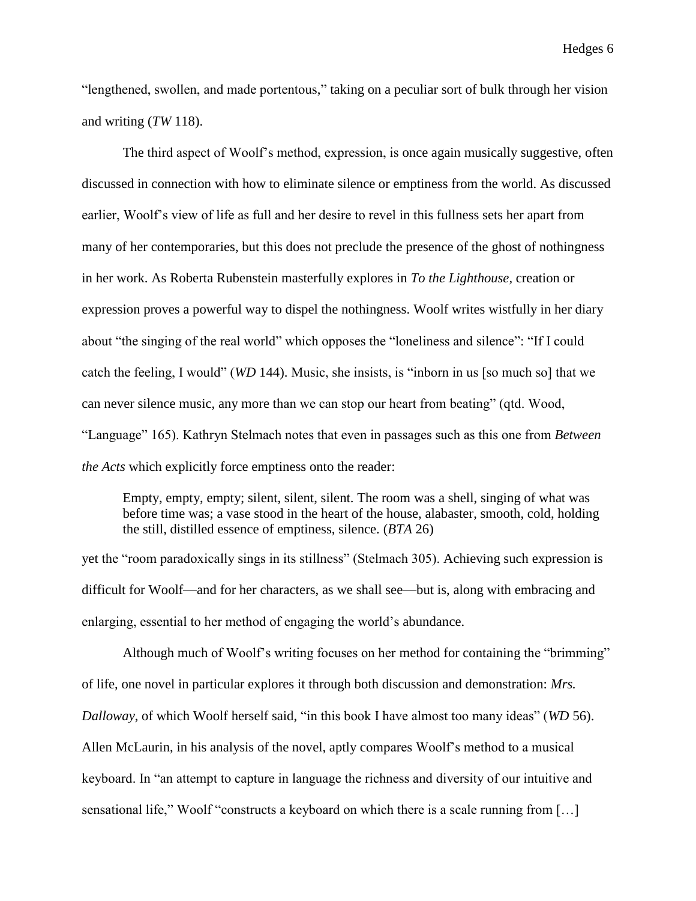"lengthened, swollen, and made portentous," taking on a peculiar sort of bulk through her vision and writing (*TW* 118).

The third aspect of Woolf's method, expression, is once again musically suggestive, often discussed in connection with how to eliminate silence or emptiness from the world. As discussed earlier, Woolf's view of life as full and her desire to revel in this fullness sets her apart from many of her contemporaries, but this does not preclude the presence of the ghost of nothingness in her work. As Roberta Rubenstein masterfully explores in *To the Lighthouse*, creation or expression proves a powerful way to dispel the nothingness. Woolf writes wistfully in her diary about "the singing of the real world" which opposes the "loneliness and silence": "If I could catch the feeling, I would" (*WD* 144). Music, she insists, is "inborn in us [so much so] that we can never silence music, any more than we can stop our heart from beating" (qtd. Wood, "Language" 165). Kathryn Stelmach notes that even in passages such as this one from *Between the Acts* which explicitly force emptiness onto the reader:

> Empty, empty, empty; silent, silent, silent. The room was a shell, singing of what was before time was; a vase stood in the heart of the house, alabaster, smooth, cold, holding the still, distilled essence of emptiness, silence. (*BTA* 26)

yet the "room paradoxically sings in its stillness" (Stelmach 305). Achieving such expression is difficult for Woolf—and for her characters, as we shall see—but is, along with embracing and enlarging, essential to her method of engaging the world's abundance.

Although much of Woolf's writing focuses on her method for containing the "brimming" of life, one novel in particular explores it through both discussion and demonstration: *Mrs. Dalloway*, of which Woolf herself said, "in this book I have almost too many ideas" (*WD* 56). Allen McLaurin, in his analysis of the novel, aptly compares Woolf's method to a musical keyboard. In "an attempt to capture in language the richness and diversity of our intuitive and sensational life," Woolf "constructs a keyboard on which there is a scale running from […]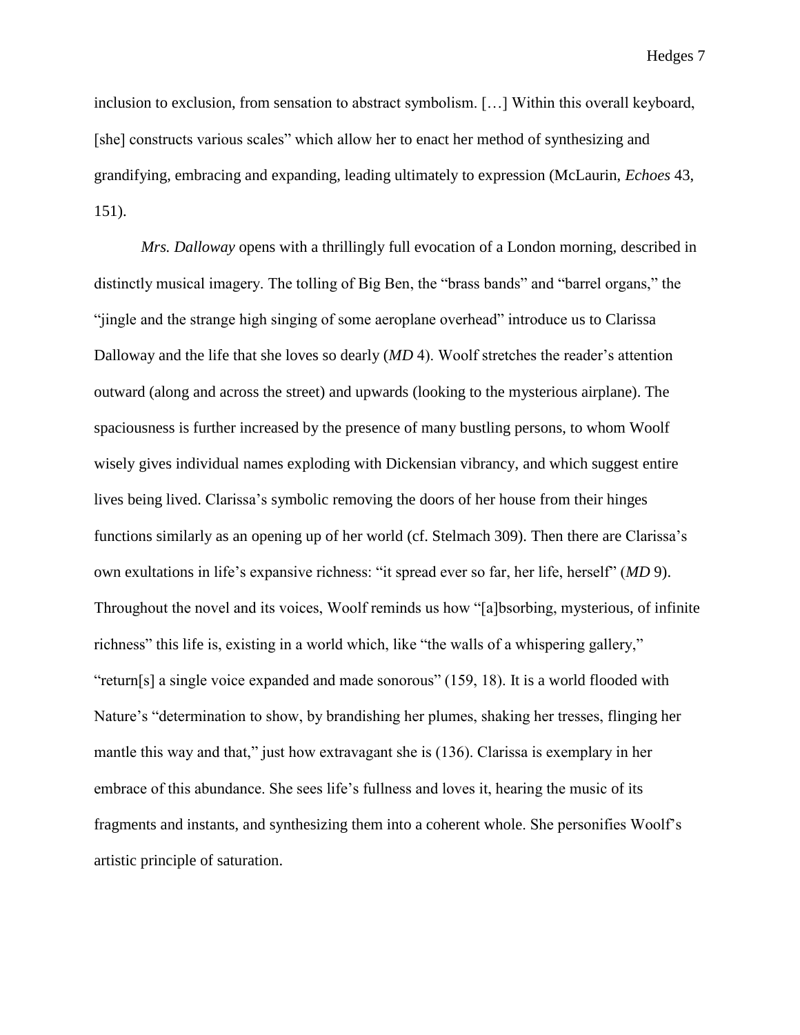inclusion to exclusion, from sensation to abstract symbolism. […] Within this overall keyboard, [she] constructs various scales" which allow her to enact her method of synthesizing and grandifying, embracing and expanding, leading ultimately to expression (McLaurin, *Echoes* 43, 151).

*Mrs. Dalloway* opens with a thrillingly full evocation of a London morning, described in distinctly musical imagery. The tolling of Big Ben, the "brass bands" and "barrel organs," the "jingle and the strange high singing of some aeroplane overhead" introduce us to Clarissa Dalloway and the life that she loves so dearly (*MD* 4). Woolf stretches the reader's attention outward (along and across the street) and upwards (looking to the mysterious airplane). The spaciousness is further increased by the presence of many bustling persons, to whom Woolf wisely gives individual names exploding with Dickensian vibrancy, and which suggest entire lives being lived. Clarissa's symbolic removing the doors of her house from their hinges functions similarly as an opening up of her world (cf. Stelmach 309). Then there are Clarissa's own exultations in life's expansive richness: "it spread ever so far, her life, herself" (*MD* 9). Throughout the novel and its voices, Woolf reminds us how "[a]bsorbing, mysterious, of infinite richness" this life is, existing in a world which, like "the walls of a whispering gallery," "return[s] a single voice expanded and made sonorous" (159, 18). It is a world flooded with Nature's "determination to show, by brandishing her plumes, shaking her tresses, flinging her mantle this way and that," just how extravagant she is (136). Clarissa is exemplary in her embrace of this abundance. She sees life's fullness and loves it, hearing the music of its fragments and instants, and synthesizing them into a coherent whole. She personifies Woolf's artistic principle of saturation.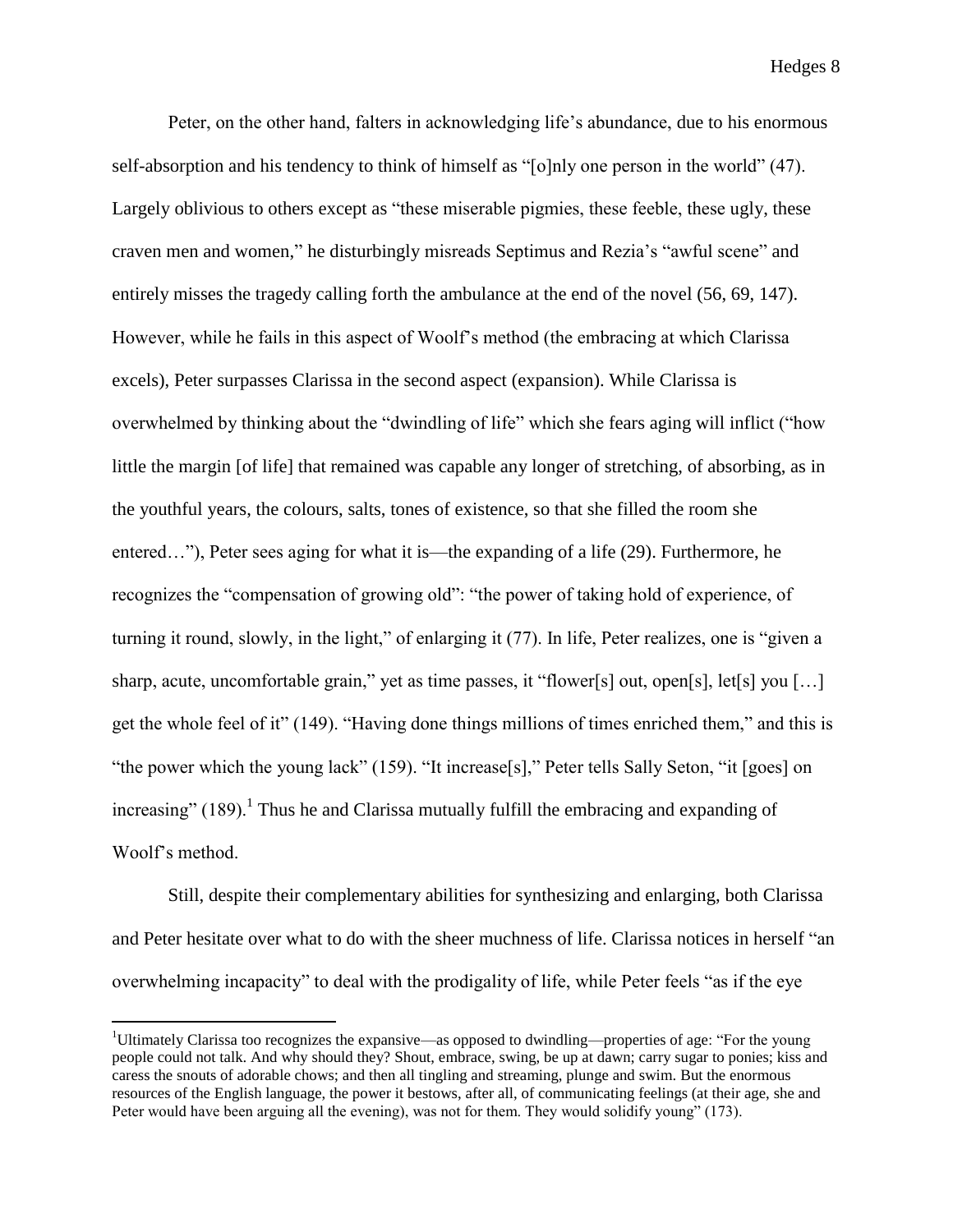Peter, on the other hand, falters in acknowledging life's abundance, due to his enormous self-absorption and his tendency to think of himself as "[o]nly one person in the world" (47). Largely oblivious to others except as "these miserable pigmies, these feeble, these ugly, these craven men and women," he disturbingly misreads Septimus and Rezia's "awful scene" and entirely misses the tragedy calling forth the ambulance at the end of the novel (56, 69, 147). However, while he fails in this aspect of Woolf's method (the embracing at which Clarissa excels), Peter surpasses Clarissa in the second aspect (expansion). While Clarissa is overwhelmed by thinking about the "dwindling of life" which she fears aging will inflict ("how little the margin [of life] that remained was capable any longer of stretching, of absorbing, as in the youthful years, the colours, salts, tones of existence, so that she filled the room she entered…"), Peter sees aging for what it is—the expanding of a life (29). Furthermore, he recognizes the "compensation of growing old": "the power of taking hold of experience, of turning it round, slowly, in the light," of enlarging it (77). In life, Peter realizes, one is "given a sharp, acute, uncomfortable grain," yet as time passes, it "flower[s] out, open[s], let[s] you […] get the whole feel of it" (149). "Having done things millions of times enriched them," and this is "the power which the young lack" (159). "It increase[s]," Peter tells Sally Seton, "it [goes] on increasing" (189).[1] Thus he and Clarissa mutually fulfill the embracing and expanding of Woolf's method.

Still, despite their complementary abilities for synthesizing and enlarging, both Clarissa and Peter hesitate over what to do with the sheer muchness of life. Clarissa notices in herself "an overwhelming incapacity" to deal with the prodigality of life, while Peter feels "as if the eye

---

[1] Ultimately Clarissa too recognizes the expansive—as opposed to dwindling—properties of age: "For the young people could not talk. And why should they? Shout, embrace, swing, be up at dawn; carry sugar to ponies; kiss and caress the snouts of adorable chows; and then all tingling and streaming, plunge and swim. But the enormous resources of the English language, the power it bestows, after all, of communicating feelings (at their age, she and Peter would have been arguing all the evening), was not for them. They would solidify young" (173).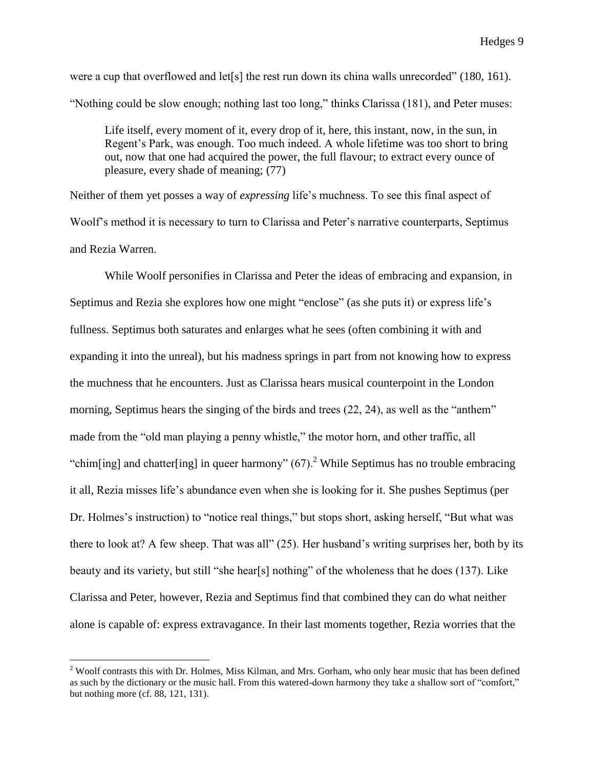were a cup that overflowed and let[s] the rest run down its china walls unrecorded" (180, 161). "Nothing could be slow enough; nothing last too long," thinks Clarissa (181), and Peter muses:

> Life itself, every moment of it, every drop of it, here, this instant, now, in the sun, in Regent's Park, was enough. Too much indeed. A whole lifetime was too short to bring out, now that one had acquired the power, the full flavour; to extract every ounce of pleasure, every shade of meaning; (77)

Neither of them yet posses a way of *expressing* life's muchness. To see this final aspect of Woolf's method it is necessary to turn to Clarissa and Peter's narrative counterparts, Septimus and Rezia Warren.

While Woolf personifies in Clarissa and Peter the ideas of embracing and expansion, in Septimus and Rezia she explores how one might "enclose" (as she puts it) or express life's fullness. Septimus both saturates and enlarges what he sees (often combining it with and expanding it into the unreal), but his madness springs in part from not knowing how to express the muchness that he encounters. Just as Clarissa hears musical counterpoint in the London morning, Septimus hears the singing of the birds and trees (22, 24), as well as the "anthem" made from the "old man playing a penny whistle," the motor horn, and other traffic, all "chim[ing] and chatter[ing] in queer harmony" (67).[2] While Septimus has no trouble embracing it all, Rezia misses life's abundance even when she is looking for it. She pushes Septimus (per Dr. Holmes's instruction) to "notice real things," but stops short, asking herself, "But what was there to look at? A few sheep. That was all" (25). Her husband's writing surprises her, both by its beauty and its variety, but still "she hear[s] nothing" of the wholeness that he does (137). Like Clarissa and Peter, however, Rezia and Septimus find that combined they can do what neither alone is capable of: express extravagance. In their last moments together, Rezia worries that the

---

[2] Woolf contrasts this with Dr. Holmes, Miss Kilman, and Mrs. Gorham, who only hear music that has been defined as such by the dictionary or the music hall. From this watered-down harmony they take a shallow sort of "comfort," but nothing more (cf. 88, 121, 131).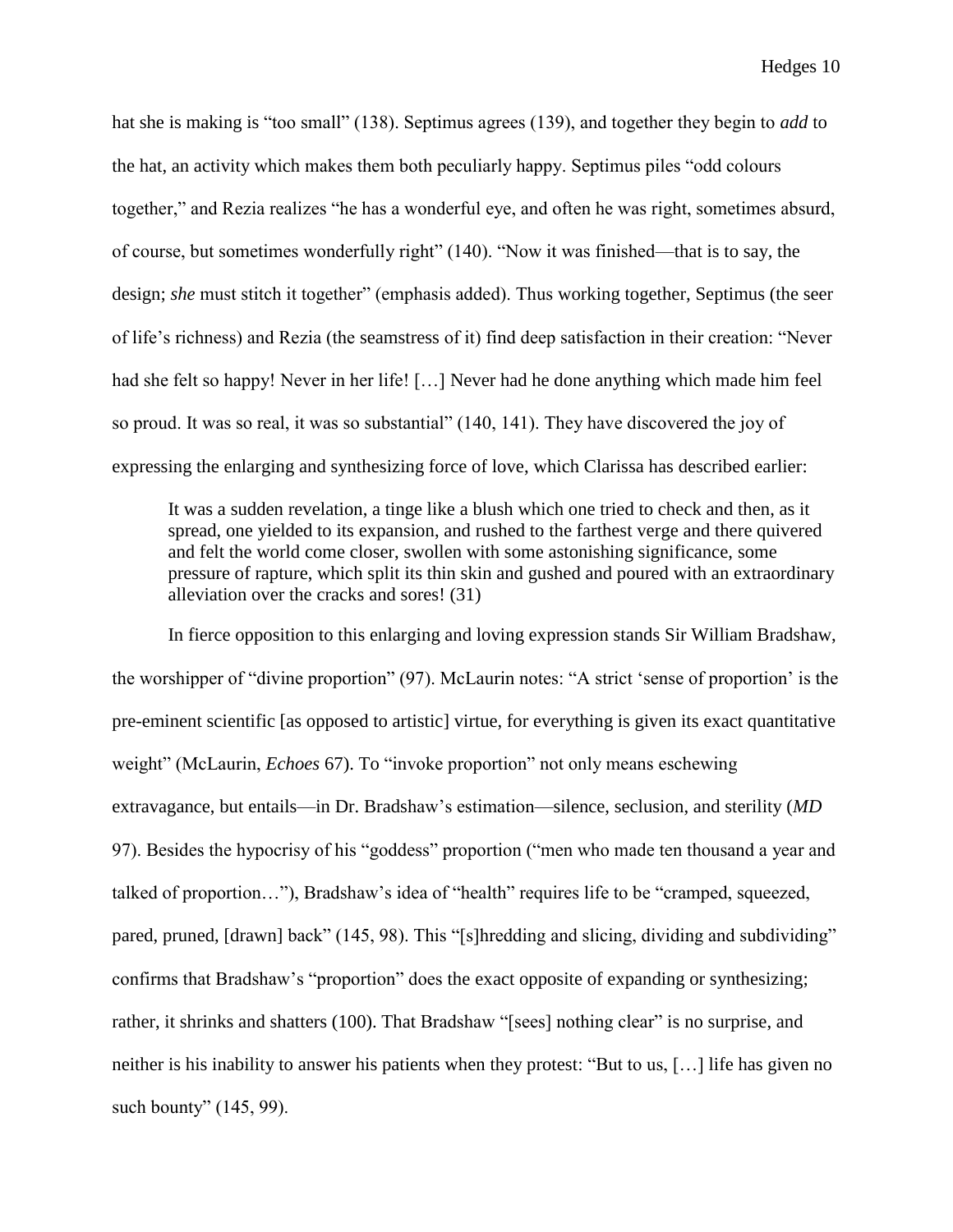hat she is making is "too small" (138). Septimus agrees (139), and together they begin to *add* to the hat, an activity which makes them both peculiarly happy. Septimus piles "odd colours together," and Rezia realizes "he has a wonderful eye, and often he was right, sometimes absurd, of course, but sometimes wonderfully right" (140). "Now it was finished—that is to say, the design; *she* must stitch it together" (emphasis added). Thus working together, Septimus (the seer of life's richness) and Rezia (the seamstress of it) find deep satisfaction in their creation: "Never had she felt so happy! Never in her life! […] Never had he done anything which made him feel so proud. It was so real, it was so substantial" (140, 141). They have discovered the joy of expressing the enlarging and synthesizing force of love, which Clarissa has described earlier:

> It was a sudden revelation, a tinge like a blush which one tried to check and then, as it spread, one yielded to its expansion, and rushed to the farthest verge and there quivered and felt the world come closer, swollen with some astonishing significance, some pressure of rapture, which split its thin skin and gushed and poured with an extraordinary alleviation over the cracks and sores! (31)

In fierce opposition to this enlarging and loving expression stands Sir William Bradshaw, the worshipper of "divine proportion" (97). McLaurin notes: "A strict 'sense of proportion' is the pre-eminent scientific [as opposed to artistic] virtue, for everything is given its exact quantitative weight" (McLaurin, *Echoes* 67). To "invoke proportion" not only means eschewing extravagance, but entails—in Dr. Bradshaw's estimation—silence, seclusion, and sterility (*MD* 97). Besides the hypocrisy of his "goddess" proportion ("men who made ten thousand a year and talked of proportion…"), Bradshaw's idea of "health" requires life to be "cramped, squeezed, pared, pruned, [drawn] back" (145, 98). This "[s]hredding and slicing, dividing and subdividing" confirms that Bradshaw's "proportion" does the exact opposite of expanding or synthesizing; rather, it shrinks and shatters (100). That Bradshaw "[sees] nothing clear" is no surprise, and neither is his inability to answer his patients when they protest: "But to us, […] life has given no such bounty" (145, 99).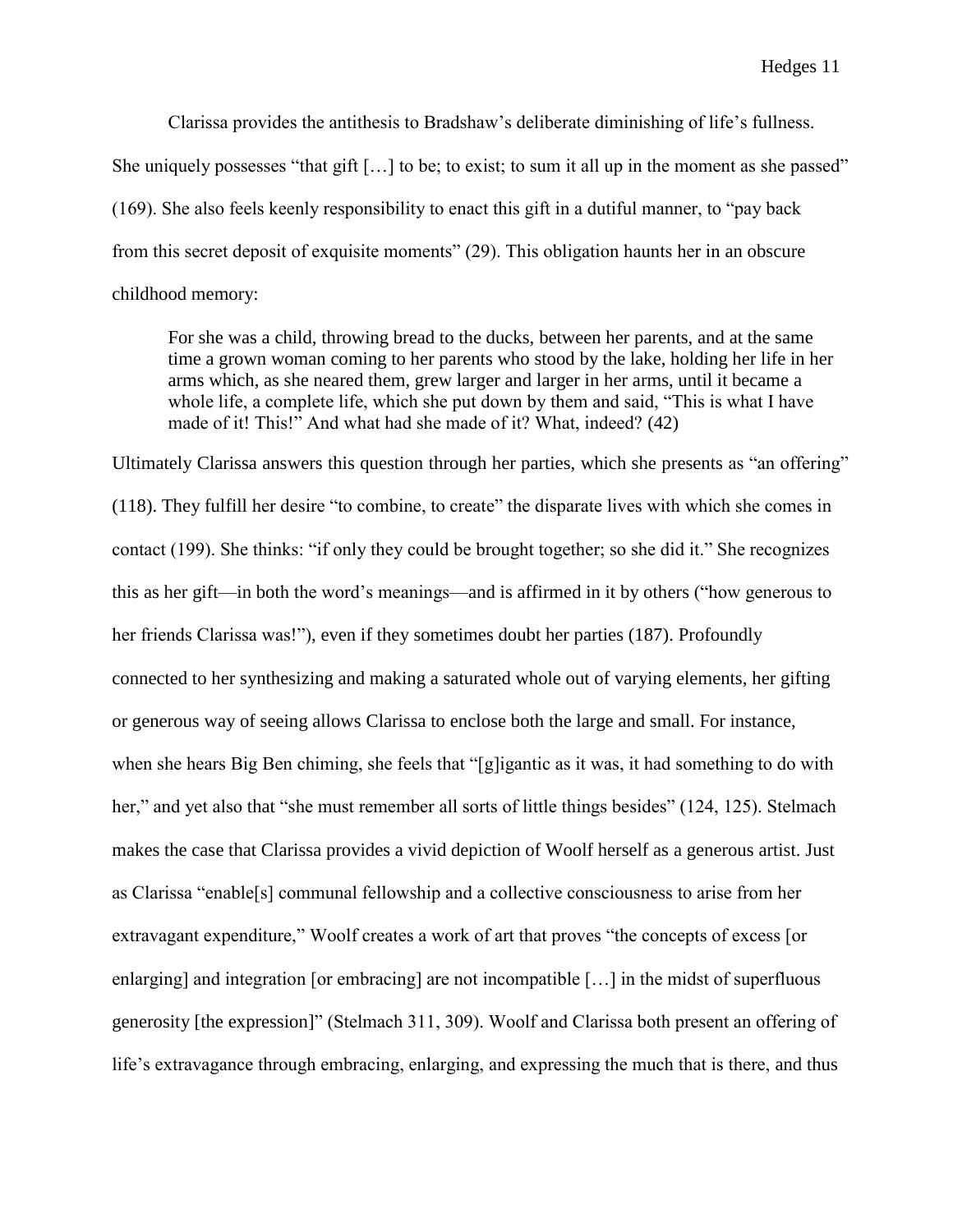Clarissa provides the antithesis to Bradshaw's deliberate diminishing of life's fullness. She uniquely possesses "that gift […] to be; to exist; to sum it all up in the moment as she passed" (169). She also feels keenly responsibility to enact this gift in a dutiful manner, to "pay back from this secret deposit of exquisite moments" (29). This obligation haunts her in an obscure childhood memory:

> For she was a child, throwing bread to the ducks, between her parents, and at the same time a grown woman coming to her parents who stood by the lake, holding her life in her arms which, as she neared them, grew larger and larger in her arms, until it became a whole life, a complete life, which she put down by them and said, "This is what I have made of it! This!" And what had she made of it? What, indeed? (42)

Ultimately Clarissa answers this question through her parties, which she presents as "an offering" (118). They fulfill her desire "to combine, to create" the disparate lives with which she comes in contact (199). She thinks: "if only they could be brought together; so she did it." She recognizes this as her gift—in both the word's meanings—and is affirmed in it by others ("how generous to her friends Clarissa was!"), even if they sometimes doubt her parties (187). Profoundly connected to her synthesizing and making a saturated whole out of varying elements, her gifting or generous way of seeing allows Clarissa to enclose both the large and small. For instance, when she hears Big Ben chiming, she feels that "[g]igantic as it was, it had something to do with her," and yet also that "she must remember all sorts of little things besides" (124, 125). Stelmach makes the case that Clarissa provides a vivid depiction of Woolf herself as a generous artist. Just as Clarissa "enable[s] communal fellowship and a collective consciousness to arise from her extravagant expenditure," Woolf creates a work of art that proves "the concepts of excess [or enlarging] and integration [or embracing] are not incompatible […] in the midst of superfluous generosity [the expression]" (Stelmach 311, 309). Woolf and Clarissa both present an offering of life's extravagance through embracing, enlarging, and expressing the much that is there, and thus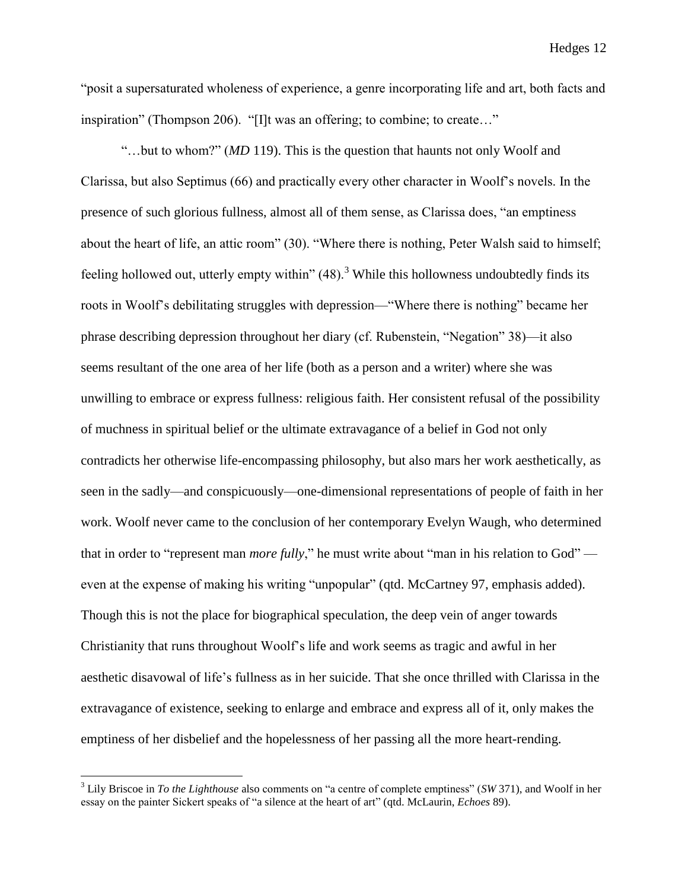"posit a supersaturated wholeness of experience, a genre incorporating life and art, both facts and inspiration" (Thompson 206). "[I]t was an offering; to combine; to create…"

"…but to whom?" (*MD* 119). This is the question that haunts not only Woolf and Clarissa, but also Septimus (66) and practically every other character in Woolf's novels. In the presence of such glorious fullness, almost all of them sense, as Clarissa does, "an emptiness about the heart of life, an attic room" (30). "Where there is nothing, Peter Walsh said to himself; feeling hollowed out, utterly empty within" (48).[3] While this hollowness undoubtedly finds its roots in Woolf's debilitating struggles with depression—"Where there is nothing" became her phrase describing depression throughout her diary (cf. Rubenstein, "Negation" 38)—it also seems resultant of the one area of her life (both as a person and a writer) where she was unwilling to embrace or express fullness: religious faith. Her consistent refusal of the possibility of muchness in spiritual belief or the ultimate extravagance of a belief in God not only contradicts her otherwise life-encompassing philosophy, but also mars her work aesthetically, as seen in the sadly—and conspicuously—one-dimensional representations of people of faith in her work. Woolf never came to the conclusion of her contemporary Evelyn Waugh, who determined that in order to "represent man *more fully*," he must write about "man in his relation to God" —even at the expense of making his writing "unpopular" (qtd. McCartney 97, emphasis added). Though this is not the place for biographical speculation, the deep vein of anger towards Christianity that runs throughout Woolf's life and work seems as tragic and awful in her aesthetic disavowal of life's fullness as in her suicide. That she once thrilled with Clarissa in the extravagance of existence, seeking to enlarge and embrace and express all of it, only makes the emptiness of her disbelief and the hopelessness of her passing all the more heart-rending.

[3] Lily Briscoe in *To the Lighthouse* also comments on "a centre of complete emptiness" (*SW* 371), and Woolf in her essay on the painter Sickert speaks of "a silence at the heart of art" (qtd. McLaurin, *Echoes* 89).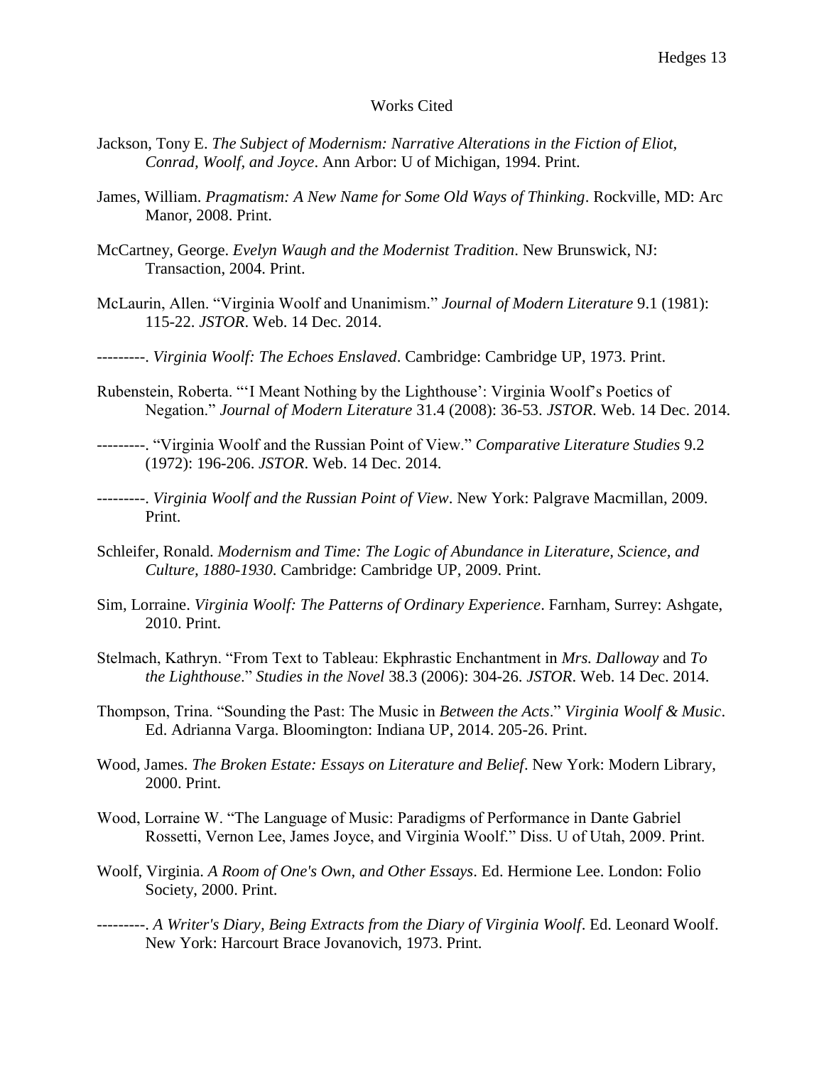# Works Cited

Jackson, Tony E. *The Subject of Modernism: Narrative Alterations in the Fiction of Eliot, Conrad, Woolf, and Joyce*. Ann Arbor: U of Michigan, 1994. Print.

James, William. *Pragmatism: A New Name for Some Old Ways of Thinking*. Rockville, MD: Arc Manor, 2008. Print.

McCartney, George. *Evelyn Waugh and the Modernist Tradition*. New Brunswick, NJ: Transaction, 2004. Print.

McLaurin, Allen. "Virginia Woolf and Unanimism." *Journal of Modern Literature* 9.1 (1981): 115-22. *JSTOR*. Web. 14 Dec. 2014.

---------. *Virginia Woolf: The Echoes Enslaved*. Cambridge: Cambridge UP, 1973. Print.

Rubenstein, Roberta. "'I Meant Nothing by the Lighthouse': Virginia Woolf's Poetics of Negation." *Journal of Modern Literature* 31.4 (2008): 36-53. *JSTOR*. Web. 14 Dec. 2014.

---------. "Virginia Woolf and the Russian Point of View." *Comparative Literature Studies* 9.2 (1972): 196-206. *JSTOR*. Web. 14 Dec. 2014.

---------. *Virginia Woolf and the Russian Point of View*. New York: Palgrave Macmillan, 2009. Print.

Schleifer, Ronald. *Modernism and Time: The Logic of Abundance in Literature, Science, and Culture, 1880-1930*. Cambridge: Cambridge UP, 2009. Print.

Sim, Lorraine. *Virginia Woolf: The Patterns of Ordinary Experience*. Farnham, Surrey: Ashgate, 2010. Print.

Stelmach, Kathryn. "From Text to Tableau: Ekphrastic Enchantment in *Mrs. Dalloway* and *To the Lighthouse*." *Studies in the Novel* 38.3 (2006): 304-26. *JSTOR*. Web. 14 Dec. 2014.

Thompson, Trina. "Sounding the Past: The Music in *Between the Acts*." *Virginia Woolf & Music*. Ed. Adrianna Varga. Bloomington: Indiana UP, 2014. 205-26. Print.

Wood, James. *The Broken Estate: Essays on Literature and Belief*. New York: Modern Library, 2000. Print.

Wood, Lorraine W. "The Language of Music: Paradigms of Performance in Dante Gabriel Rossetti, Vernon Lee, James Joyce, and Virginia Woolf." Diss. U of Utah, 2009. Print.

Woolf, Virginia. *A Room of One's Own, and Other Essays*. Ed. Hermione Lee. London: Folio Society, 2000. Print.

---------. *A Writer's Diary, Being Extracts from the Diary of Virginia Woolf*. Ed. Leonard Woolf. New York: Harcourt Brace Jovanovich, 1973. Print.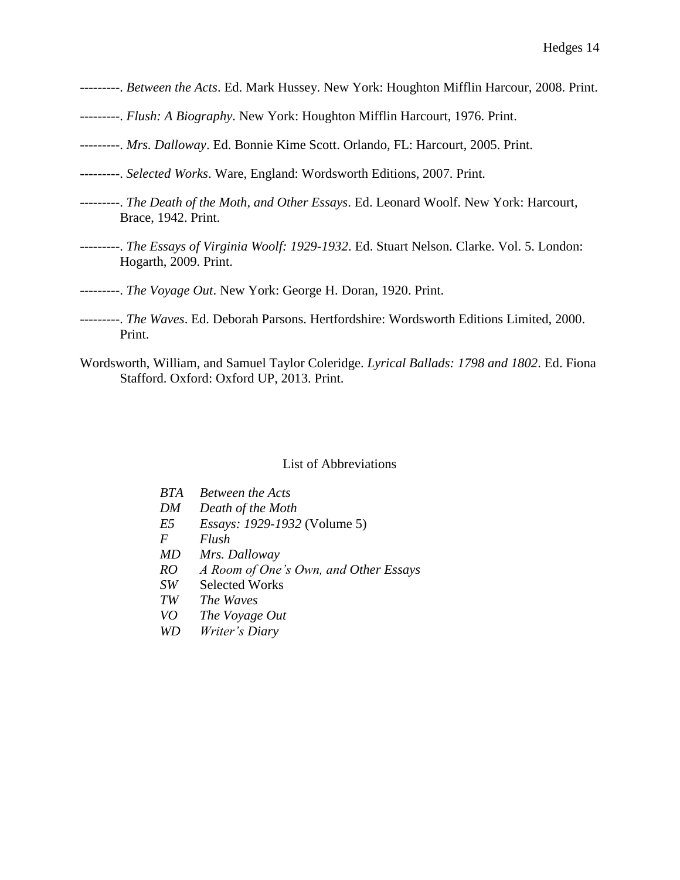---------. *Between the Acts*. Ed. Mark Hussey. New York: Houghton Mifflin Harcour, 2008. Print.

---------. *Flush: A Biography*. New York: Houghton Mifflin Harcourt, 1976. Print.

---------. *Mrs. Dalloway*. Ed. Bonnie Kime Scott. Orlando, FL: Harcourt, 2005. Print.

---------. *Selected Works*. Ware, England: Wordsworth Editions, 2007. Print.

---------. *The Death of the Moth, and Other Essays*. Ed. Leonard Woolf. New York: Harcourt, Brace, 1942. Print.

---------. *The Essays of Virginia Woolf: 1929-1932*. Ed. Stuart Nelson. Clarke. Vol. 5. London: Hogarth, 2009. Print.

---------. *The Voyage Out*. New York: George H. Doran, 1920. Print.

---------. *The Waves*. Ed. Deborah Parsons. Hertfordshire: Wordsworth Editions Limited, 2000. Print.

Wordsworth, William, and Samuel Taylor Coleridge. *Lyrical Ballads: 1798 and 1802*. Ed. Fiona Stafford. Oxford: Oxford UP, 2013. Print.

## List of Abbreviations

| | |
|---|---|
| *BTA* | *Between the Acts* |
| *DM* | *Death of the Moth* |
| *E5* | *Essays: 1929-1932* (Volume 5) |
| *F* | *Flush* |
| *MD* | *Mrs. Dalloway* |
| *RO* | *A Room of One's Own, and Other Essays* |
| *SW* | Selected Works |
| *TW* | *The Waves* |
| *VO* | *The Voyage Out* |
| *WD* | *Writer's Diary* |